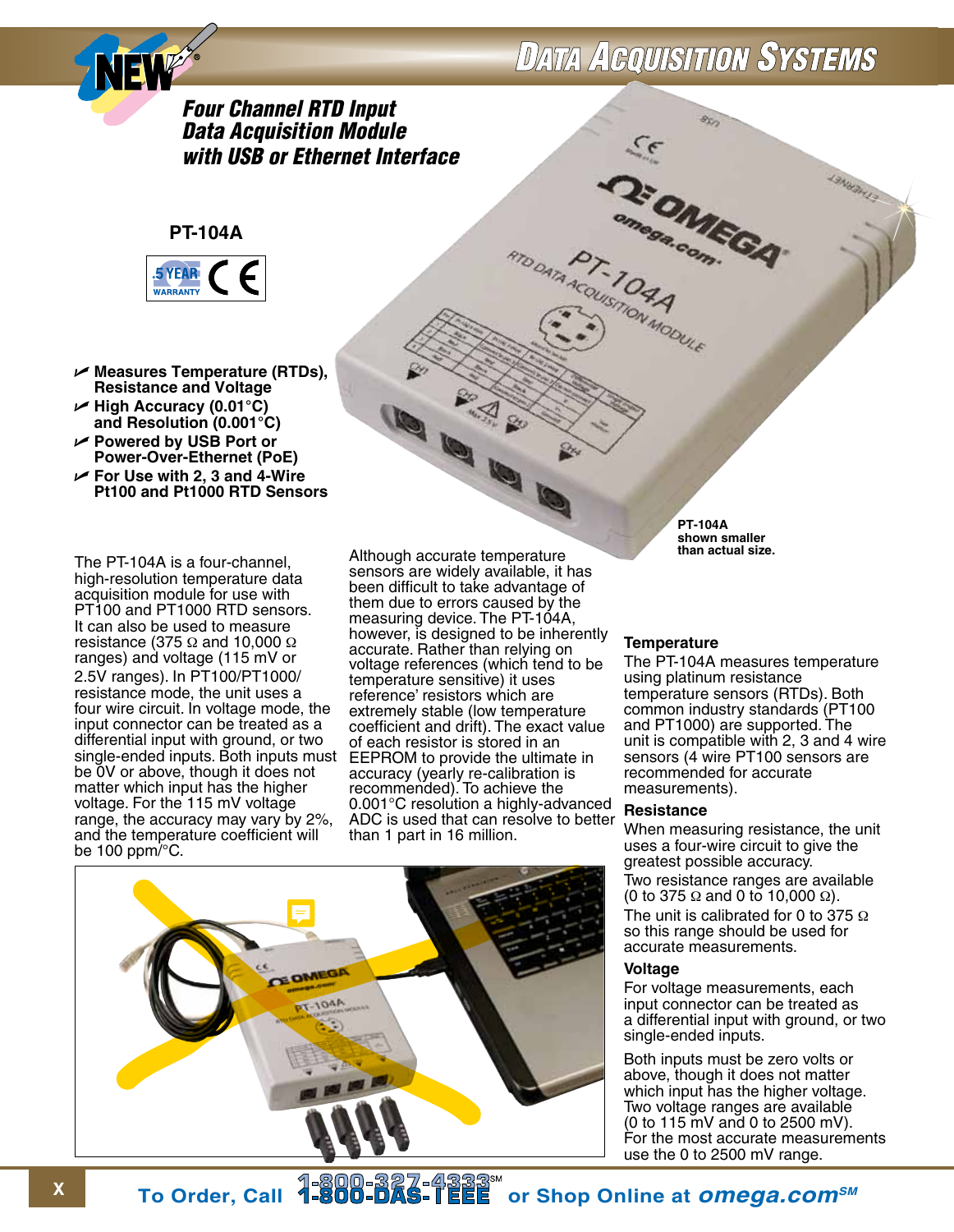# Four Channel RTD Input Data Acquisition Module with USB or Ethernet Interface

**PT-104A**

- **Measures Temperature (RTDs), Resistance and Voltage**
- **High Accuracy (0.01°C) and Resolution (0.001°C)**
- **Powered by USB Port or Power-Over-Ethernet (PoE)**
- **For Use with 2, 3 and 4-Wire Pt100 and Pt1000 RTD Sensors**

**PT-104A shown smaller than actual size.**

The PT-104A is a four-channel, high-resolution temperature data acquisition module for use with PT100 and PT1000 RTD sensors. It can also be used to measure resistance (375 Ω and 10,000 Ω ranges) and voltage (115 mV or 2.5V ranges). In PT100/PT1000/ resistance mode, the unit uses a four wire circuit. In voltage mode, the input connector can be treated as a differential input with ground, or two single-ended inputs. Both inputs must be 0V or above, though it does not matter which input has the higher voltage. For the 115 mV voltage range, the accuracy may vary by 2%, and the temperature coefficient will be 100 ppm/°C.

Although accurate temperature sensors are widely available, it has been difficult to take advantage of them due to errors caused by the measuring device. The PT-104A, however, is designed to be inherently accurate. Rather than relying on voltage references (which tend to be temperature sensitive) it uses reference' resistors which are extremely stable (low temperature coefficient and drift). The exact value of each resistor is stored in an EEPROM to provide the ultimate in accuracy (yearly re-calibration is recommended). To achieve the 0.001°C resolution a highly-advanced ADC is used that can resolve to better than 1 part in 16 million.

### Temperature

The PT-104A measures temperature using platinum resistance temperature sensors (RTDs). Both common industry standards (PT100 and PT1000) are supported. The unit is compatible with 2, 3 and 4 wire sensors (4 wire PT100 sensors are recommended for accurate measurements).

### Resistance

When measuring resistance, the unit uses a four-wire circuit to give the greatest possible accuracy.

Two resistance ranges are available (0 to 375 Ω and 0 to 10,000 Ω).

The unit is calibrated for 0 to 375 Ω so this range should be used for accurate measurements.

### Voltage

For voltage measurements, each input connector can be treated as a differential input with ground, or two single-ended inputs.

Both inputs must be zero volts or above, though it does not matter which input has the higher voltage. Two voltage ranges are available (0 to 115 mV and 0 to 2500 mV). For the most accurate measurements use the 0 to 2500 mV range.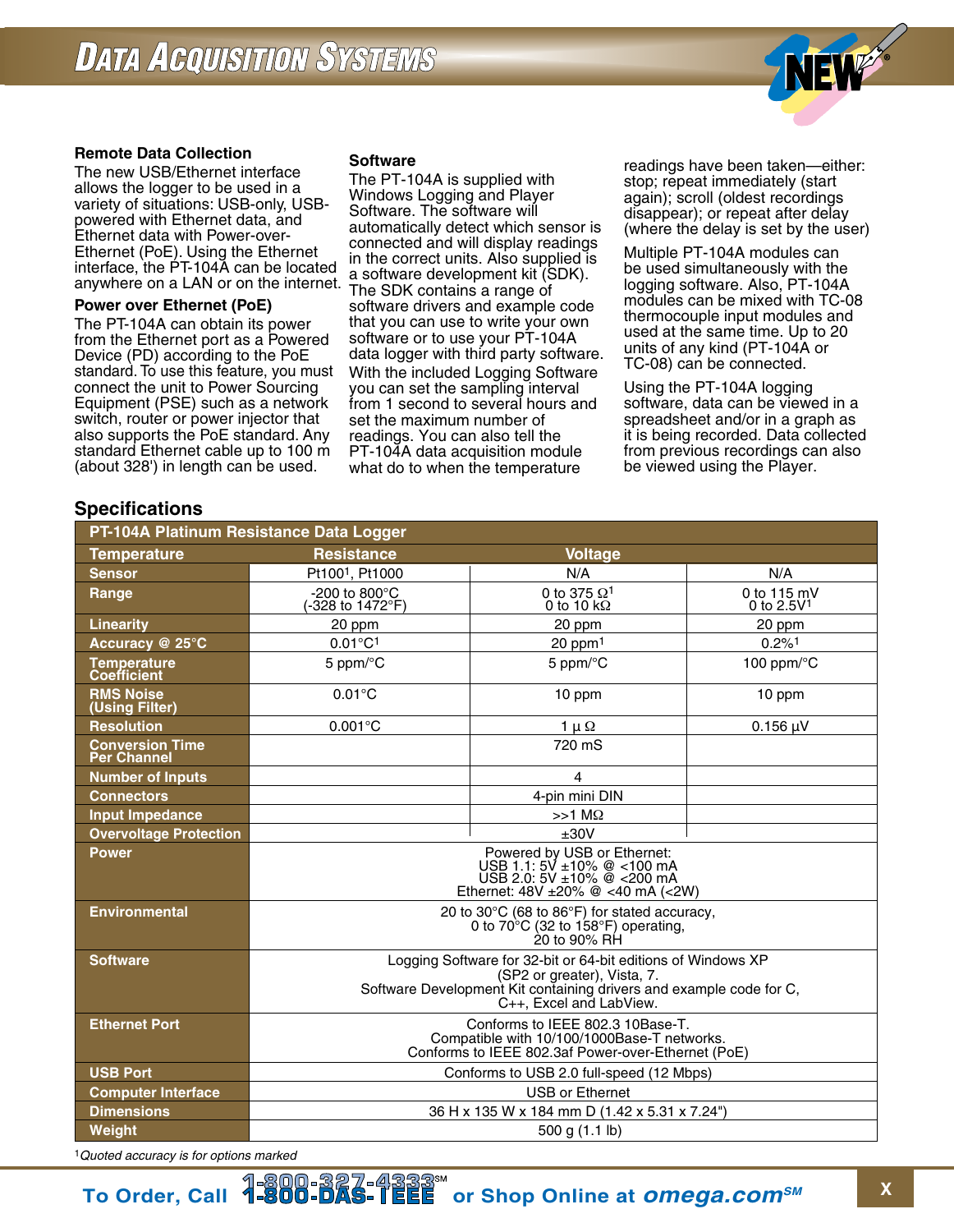# DATA ACQUISITION SYSTEMS

### Remote Data Collection

The new USB/Ethernet interface allows the logger to be used in a variety of situations: USB-only, USB-powered with Ethernet data, and Ethernet data with Power-over-Ethernet (PoE). Using the Ethernet interface, the PT-104A can be located anywhere on a LAN or on the internet.

### Power over Ethernet (PoE)

The PT-104A can obtain its power from the Ethernet port as a Powered Device (PD) according to the PoE standard. To use this feature, you must connect the unit to Power Sourcing Equipment (PSE) such as a network switch, router or power injector that also supports the PoE standard. Any standard Ethernet cable up to 100 m (about 328') in length can be used.

### Software

The PT-104A is supplied with Windows Logging and Player Software. The software will automatically detect which sensor is connected and will display readings in the correct units. Also supplied is a software development kit (SDK). The SDK contains a range of software drivers and example code that you can use to write your own software or to use your PT-104A data logger with third party software. With the included Logging Software you can set the sampling interval from 1 second to several hours and set the maximum number of readings. You can also tell the PT-104A data acquisition module what do to when the temperature readings have been taken—either: stop; repeat immediately (start again); scroll (oldest recordings disappear); or repeat after delay (where the delay is set by the user)

Multiple PT-104A modules can be used simultaneously with the logging software. Also, PT-104A modules can be mixed with TC-08 thermocouple input modules and used at the same time. Up to 20 units of any kind (PT-104A or TC-08) can be connected.

Using the PT-104A logging software, data can be viewed in a spreadsheet and/or in a graph as it is being recorded. Data collected from previous recordings can also be viewed using the Player.

## Specifications

| PT-104A Platinum Resistance Data Logger | | | |
|---|---|---|---|
| **Temperature** | **Resistance** | **Voltage** | |
| **Sensor** | Pt100[1], Pt1000 | N/A | N/A |
| **Range** | -200 to 800°C (-328 to 1472°F) | 0 to 375 Ω[1] 0 to 10 kΩ | 0 to 115 mV 0 to 2.5V[1] |
| **Linearity** | 20 ppm | 20 ppm | 20 ppm |
| **Accuracy @ 25°C** | 0.01°C[1] | 20 ppm[1] | 0.2%[1] |
| **Temperature Coefficient** | 5 ppm/°C | 5 ppm/°C | 100 ppm/°C |
| **RMS Noise (Using Filter)** | 0.01°C | 10 ppm | 10 ppm |
| **Resolution** | 0.001°C | 1 μ Ω | 0.156 μV |
| **Conversion Time Per Channel** | | 720 mS | |
| **Number of Inputs** | | 4 | |
| **Connectors** | | 4-pin mini DIN | |
| **Input Impedance** | | >>1 MΩ | |
| **Overvoltage Protection** | | ±30V | |
| **Power** | | Powered by USB or Ethernet: USB 1.1: 5V ±10% @ <100 mA USB 2.0: 5V ±10% @ <200 mA Ethernet: 48V ±20% @ <40 mA (<2W) | |
| **Environmental** | | 20 to 30°C (68 to 86°F) for stated accuracy, 0 to 70°C (32 to 158°F) operating, 20 to 90% RH | |
| **Software** | | Logging Software for 32-bit or 64-bit editions of Windows XP (SP2 or greater), Vista, 7. Software Development Kit containing drivers and example code for C, C++, Excel and LabView. | |
| **Ethernet Port** | | Conforms to IEEE 802.3 10Base-T. Compatible with 10/100/1000Base-T networks. Conforms to IEEE 802.3af Power-over-Ethernet (PoE) | |
| **USB Port** | | Conforms to USB 2.0 full-speed (12 Mbps) | |
| **Computer Interface** | | USB or Ethernet | |
| **Dimensions** | | 36 H x 135 W x 184 mm D (1.42 x 5.31 x 7.24") | |
| **Weight** | | 500 g (1.1 lb) | |

[1] *Quoted accuracy is for options marked*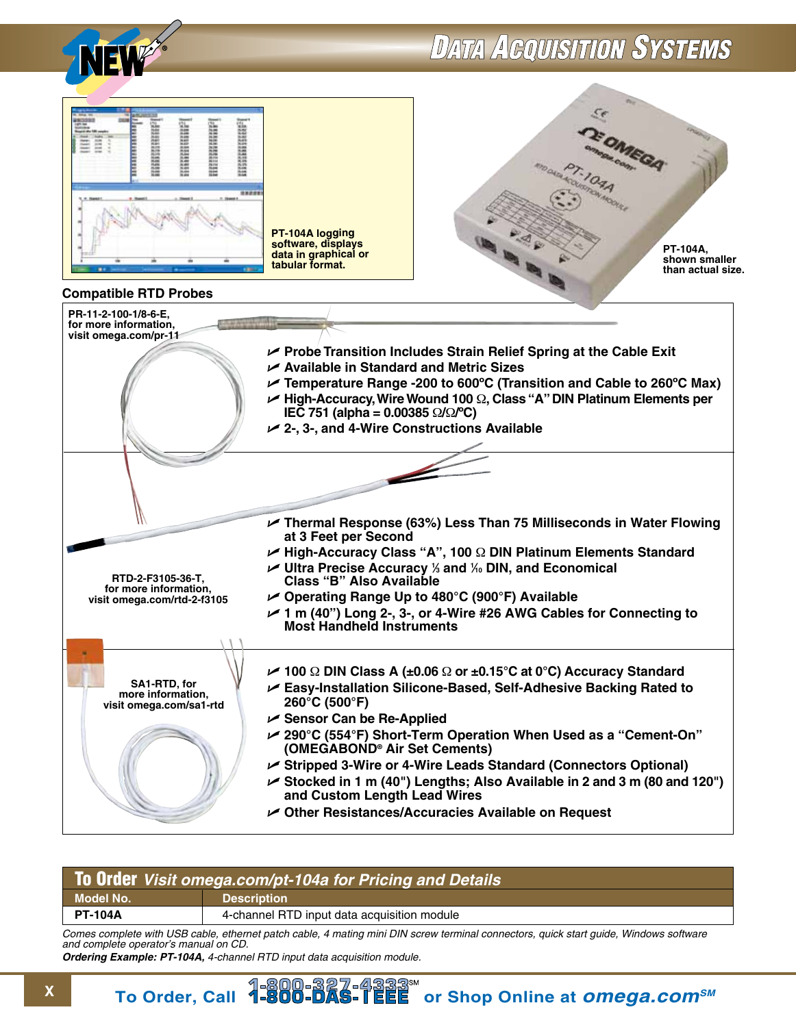# Data Acquisition Systems

PT-104A logging software, displays data in graphical or tabular format.

PT-104A, shown smaller than actual size.

## Compatible RTD Probes

PR-11-2-100-1/8-6-E, for more information, visit omega.com/pr-11

- Probe Transition Includes Strain Relief Spring at the Cable Exit
- Available in Standard and Metric Sizes
- Temperature Range -200 to 600ºC (Transition and Cable to 260ºC Max)
- High-Accuracy, Wire Wound 100 Ω, Class "A" DIN Platinum Elements per IEC 751 (alpha = 0.00385 Ω/Ω/ºC)
- 2-, 3-, and 4-Wire Constructions Available

RTD-2-F3105-36-T, for more information, visit omega.com/rtd-2-f3105

- Thermal Response (63%) Less Than 75 Milliseconds in Water Flowing at 3 Feet per Second
- High-Accuracy Class "A", 100 Ω DIN Platinum Elements Standard
- Ultra Precise Accuracy ⅓ and 1⁄10 DIN, and Economical Class "B" Also Available
- Operating Range Up to 480°C (900°F) Available
- 1 m (40") Long 2-, 3-, or 4-Wire #26 AWG Cables for Connecting to Most Handheld Instruments

SA1-RTD, for more information, visit omega.com/sa1-rtd

- 100 Ω DIN Class A (±0.06 Ω or ±0.15°C at 0°C) Accuracy Standard
- Easy-Installation Silicone-Based, Self-Adhesive Backing Rated to 260°C (500°F)
- Sensor Can be Re-Applied
- 290°C (554°F) Short-Term Operation When Used as a "Cement-On" (OMEGABOND® Air Set Cements)
- Stripped 3-Wire or 4-Wire Leads Standard (Connectors Optional)
- Stocked in 1 m (40") Lengths; Also Available in 2 and 3 m (80 and 120") and Custom Length Lead Wires
- Other Resistances/Accuracies Available on Request

## To Order *Visit omega.com/pt-104a for Pricing and Details*

| Model No. | Description |
|---|---|
| PT-104A | 4-channel RTD input data acquisition module |

*Comes complete with USB cable, ethernet patch cable, 4 mating mini DIN screw terminal connectors, quick start guide, Windows software and complete operator's manual on CD.*

***Ordering Example: PT-104A,*** *4-channel RTD input data acquisition module.*